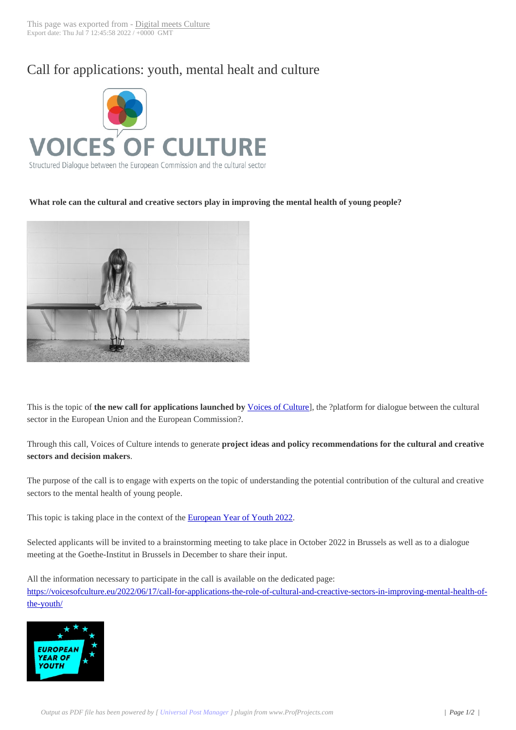# Call for applications: youth, mental healt and culture

**What role can the cultural and creative sectors play in improving the mental health of young people?**

This is the topic of **the new call for applications launched by** Voices of Culture], the ?platform for dialogue between the cultural sector in the European Union and the European Commission?.

Through this call, Voices of Culture intends to generate **project ideas and policy recommendations for the cultural and creative sectors and decision makers**.

The purpose of the call is to engage with experts on the topic of understanding the potential contribution of the cultural and creative sectors to the mental health of young people.

This topic is taking place in the context of the European Year of Youth 2022.

Selected applicants will be invited to a brainstorming meeting to take place in October 2022 in Brussels as well as to a dialogue meeting at the Goethe-Institut in Brussels in December to share their input.

All the information necessary to participate in the call is available on the dedicated page: https://voicesofculture.eu/2022/06/17/call-for-applications-the-role-of-cultural-and-creactive-sectors-in-improving-mental-health-of-the-youth/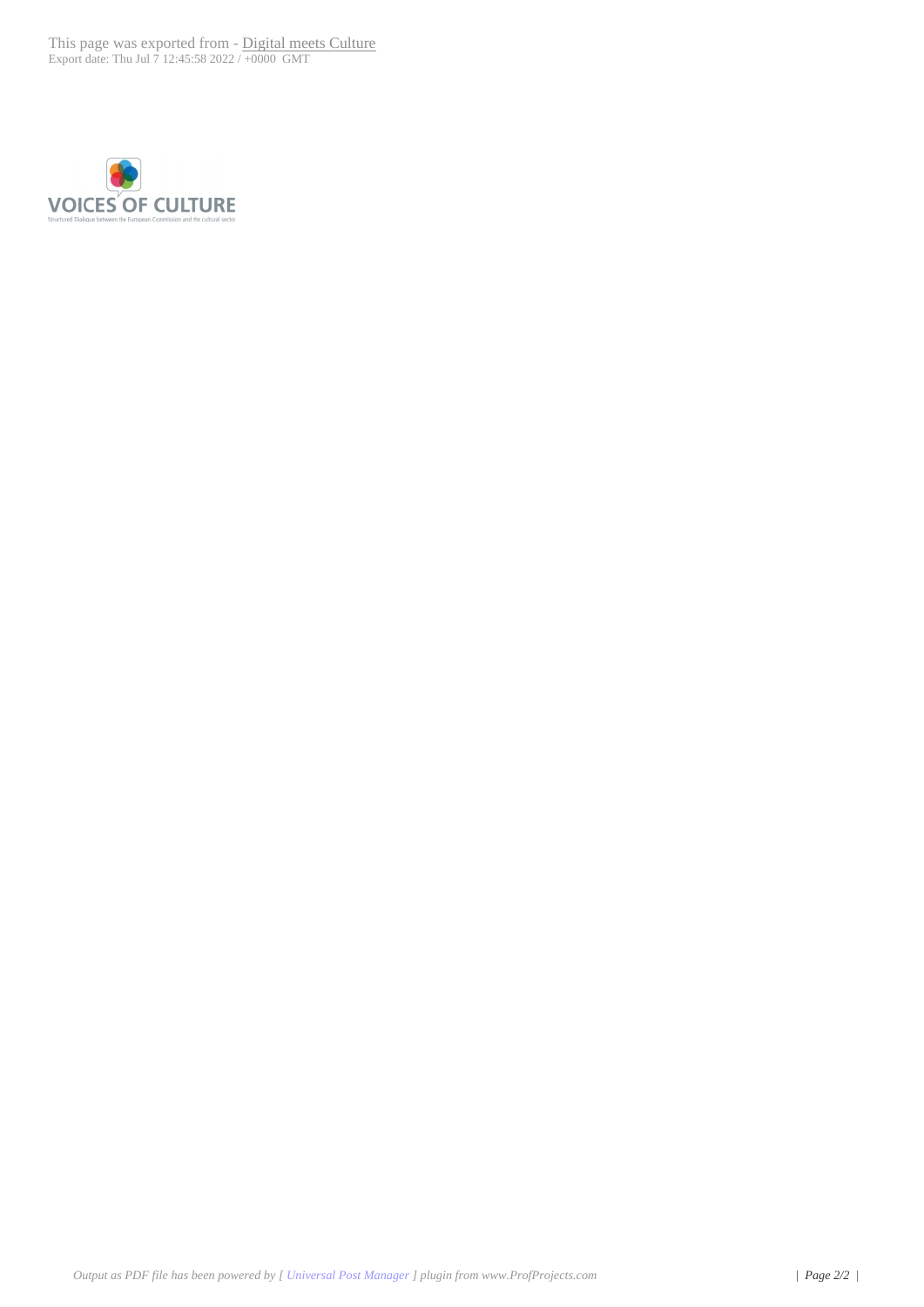VOICES OF CULTURE

Structured Dialogue between the European Commission and the cultural sector